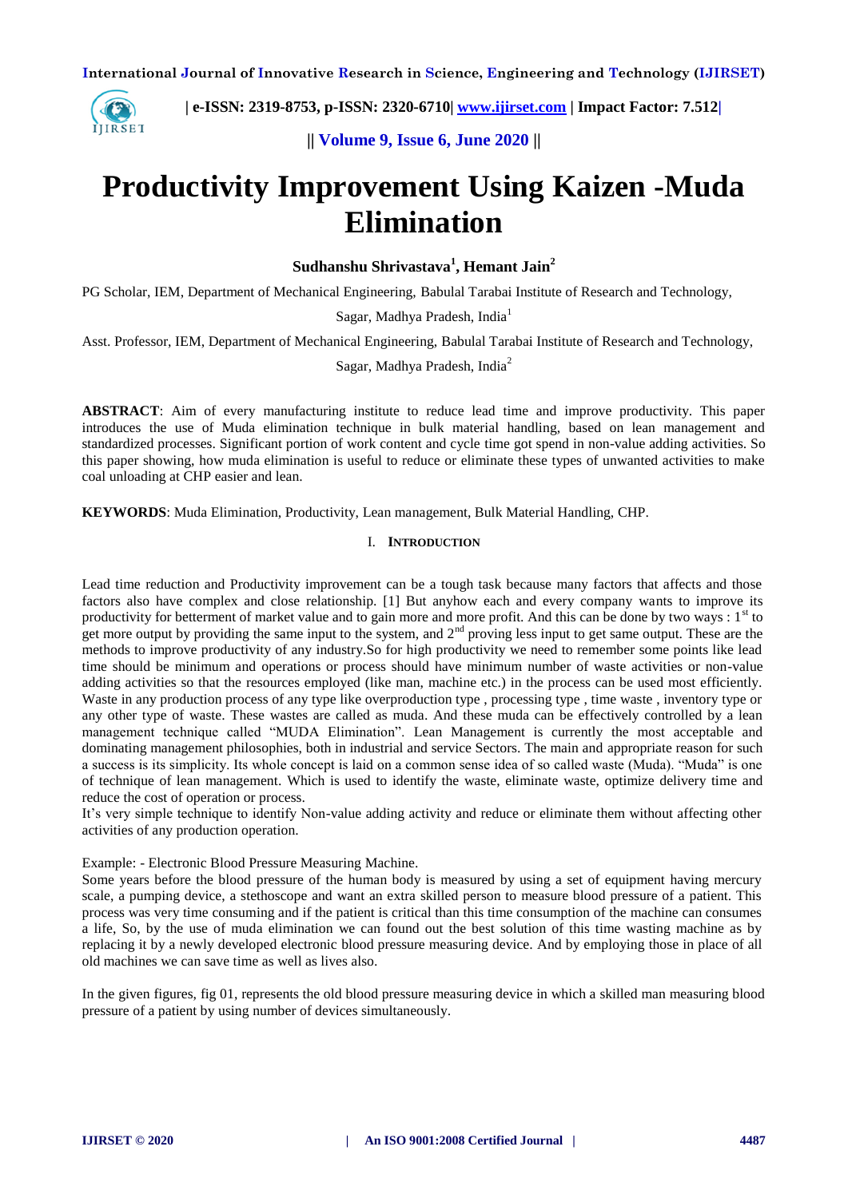# Productivity Improvement Using Kaizen -Muda Elimination

**Sudhanshu Shrivastava[1], Hemant Jain[2]**

PG Scholar, IEM, Department of Mechanical Engineering, Babulal Tarabai Institute of Research and Technology, Sagar, Madhya Pradesh, India[1]

Asst. Professor, IEM, Department of Mechanical Engineering, Babulal Tarabai Institute of Research and Technology, Sagar, Madhya Pradesh, India[2]

**ABSTRACT**: Aim of every manufacturing institute to reduce lead time and improve productivity. This paper introduces the use of Muda elimination technique in bulk material handling, based on lean management and standardized processes. Significant portion of work content and cycle time got spend in non-value adding activities. So this paper showing, how muda elimination is useful to reduce or eliminate these types of unwanted activities to make coal unloading at CHP easier and lean.

**KEYWORDS**: Muda Elimination, Productivity, Lean management, Bulk Material Handling, CHP.

## I. INTRODUCTION

Lead time reduction and Productivity improvement can be a tough task because many factors that affects and those factors also have complex and close relationship. [1] But anyhow each and every company wants to improve its productivity for betterment of market value and to gain more and more profit. And this can be done by two ways : 1st to get more output by providing the same input to the system, and 2nd proving less input to get same output. These are the methods to improve productivity of any industry.So for high productivity we need to remember some points like lead time should be minimum and operations or process should have minimum number of waste activities or non-value adding activities so that the resources employed (like man, machine etc.) in the process can be used most efficiently. Waste in any production process of any type like overproduction type , processing type , time waste , inventory type or any other type of waste. These wastes are called as muda. And these muda can be effectively controlled by a lean management technique called "MUDA Elimination". Lean Management is currently the most acceptable and dominating management philosophies, both in industrial and service Sectors. The main and appropriate reason for such a success is its simplicity. Its whole concept is laid on a common sense idea of so called waste (Muda). "Muda" is one of technique of lean management. Which is used to identify the waste, eliminate waste, optimize delivery time and reduce the cost of operation or process.
It's very simple technique to identify Non-value adding activity and reduce or eliminate them without affecting other activities of any production operation.

Example: - Electronic Blood Pressure Measuring Machine.
Some years before the blood pressure of the human body is measured by using a set of equipment having mercury scale, a pumping device, a stethoscope and want an extra skilled person to measure blood pressure of a patient. This process was very time consuming and if the patient is critical than this time consumption of the machine can consumes a life, So, by the use of muda elimination we can found out the best solution of this time wasting machine as by replacing it by a newly developed electronic blood pressure measuring device. And by employing those in place of all old machines we can save time as well as lives also.

In the given figures, fig 01, represents the old blood pressure measuring device in which a skilled man measuring blood pressure of a patient by using number of devices simultaneously.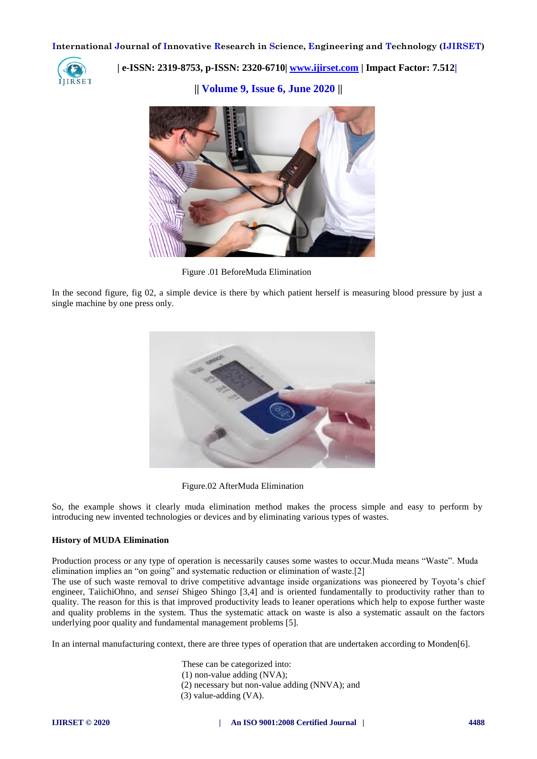Figure .01 BeforeMuda Elimination

In the second figure, fig 02, a simple device is there by which patient herself is measuring blood pressure by just a single machine by one press only.

Figure.02 AfterMuda Elimination

So, the example shows it clearly muda elimination method makes the process simple and easy to perform by introducing new invented technologies or devices and by eliminating various types of wastes.

**History of MUDA Elimination**

Production process or any type of operation is necessarily causes some wastes to occur.Muda means "Waste". Muda elimination implies an "on going" and systematic reduction or elimination of waste.[2]
The use of such waste removal to drive competitive advantage inside organizations was pioneered by Toyota's chief engineer, TaiichiOhno, and *sensei* Shigeo Shingo [3,4] and is oriented fundamentally to productivity rather than to quality. The reason for this is that improved productivity leads to leaner operations which help to expose further waste and quality problems in the system. Thus the systematic attack on waste is also a systematic assault on the factors underlying poor quality and fundamental management problems [5].

In an internal manufacturing context, there are three types of operation that are undertaken according to Monden[6].

These can be categorized into:
(1) non-value adding (NVA);
(2) necessary but non-value adding (NNVA); and
(3) value-adding (VA).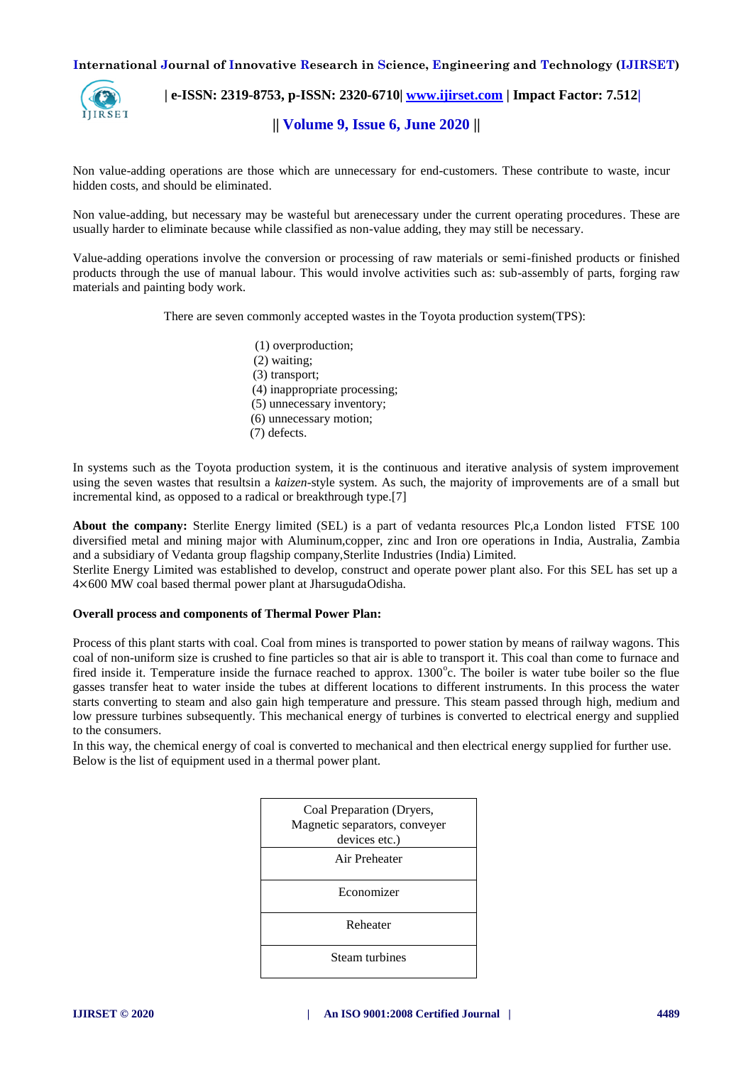Non value-adding operations are those which are unnecessary for end-customers. These contribute to waste, incur hidden costs, and should be eliminated.

Non value-adding, but necessary may be wasteful but arenecessary under the current operating procedures. These are usually harder to eliminate because while classified as non-value adding, they may still be necessary.

Value-adding operations involve the conversion or processing of raw materials or semi-finished products or finished products through the use of manual labour. This would involve activities such as: sub-assembly of parts, forging raw materials and painting body work.

There are seven commonly accepted wastes in the Toyota production system(TPS):

(1) overproduction;
(2) waiting;
(3) transport;
(4) inappropriate processing;
(5) unnecessary inventory;
(6) unnecessary motion;
(7) defects.

In systems such as the Toyota production system, it is the continuous and iterative analysis of system improvement using the seven wastes that resultsin a *kaizen*-style system. As such, the majority of improvements are of a small but incremental kind, as opposed to a radical or breakthrough type.[7]

**About the company:** Sterlite Energy limited (SEL) is a part of vedanta resources Plc,a London listed FTSE 100 diversified metal and mining major with Aluminum,copper, zinc and Iron ore operations in India, Australia, Zambia and a subsidiary of Vedanta group flagship company,Sterlite Industries (India) Limited.
Sterlite Energy Limited was established to develop, construct and operate power plant also. For this SEL has set up a 4×600 MW coal based thermal power plant at JharsugudaOdisha.

**Overall process and components of Thermal Power Plan:**

Process of this plant starts with coal. Coal from mines is transported to power station by means of railway wagons. This coal of non-uniform size is crushed to fine particles so that air is able to transport it. This coal than come to furnace and fired inside it. Temperature inside the furnace reached to approx. 1300°c. The boiler is water tube boiler so the flue gasses transfer heat to water inside the tubes at different locations to different instruments. In this process the water starts converting to steam and also gain high temperature and pressure. This steam passed through high, medium and low pressure turbines subsequently. This mechanical energy of turbines is converted to electrical energy and supplied to the consumers.
In this way, the chemical energy of coal is converted to mechanical and then electrical energy supplied for further use.
Below is the list of equipment used in a thermal power plant.

| Coal Preparation (Dryers, Magnetic separators, conveyer devices etc.) |
|---|
| Air Preheater |
| Economizer |
| Reheater |
| Steam turbines |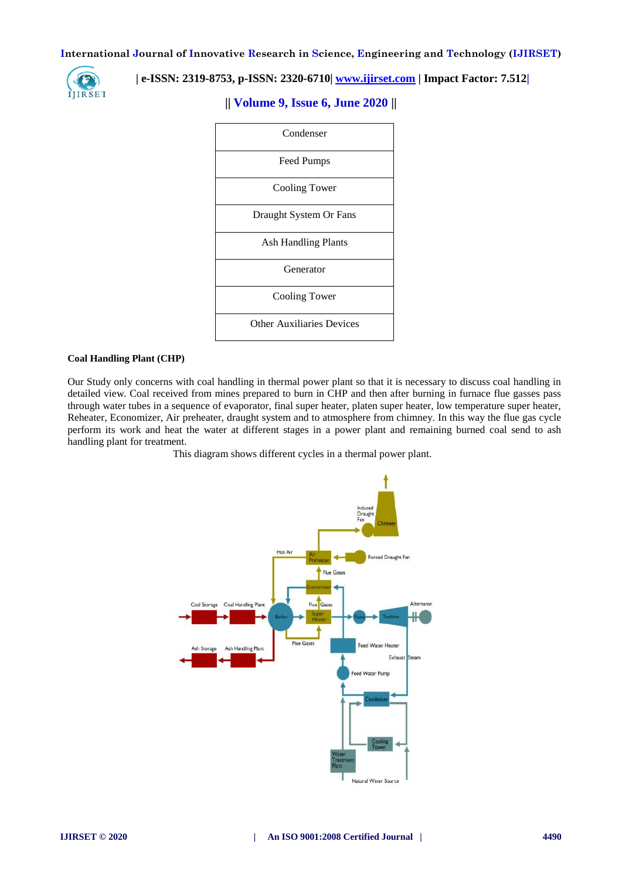| Condenser |
|---|
| Feed Pumps |
| Cooling Tower |
| Draught System Or Fans |
| Ash Handling Plants |
| Generator |
| Cooling Tower |
| Other Auxiliaries Devices |

**Coal Handling Plant (CHP)**

Our Study only concerns with coal handling in thermal power plant so that it is necessary to discuss coal handling in detailed view. Coal received from mines prepared to burn in CHP and then after burning in furnace flue gasses pass through water tubes in a sequence of evaporator, final super heater, platen super heater, low temperature super heater, Reheater, Economizer, Air preheater, draught system and to atmosphere from chimney. In this way the flue gas cycle perform its work and heat the water at different stages in a power plant and remaining burned coal send to ash handling plant for treatment.

This diagram shows different cycles in a thermal power plant.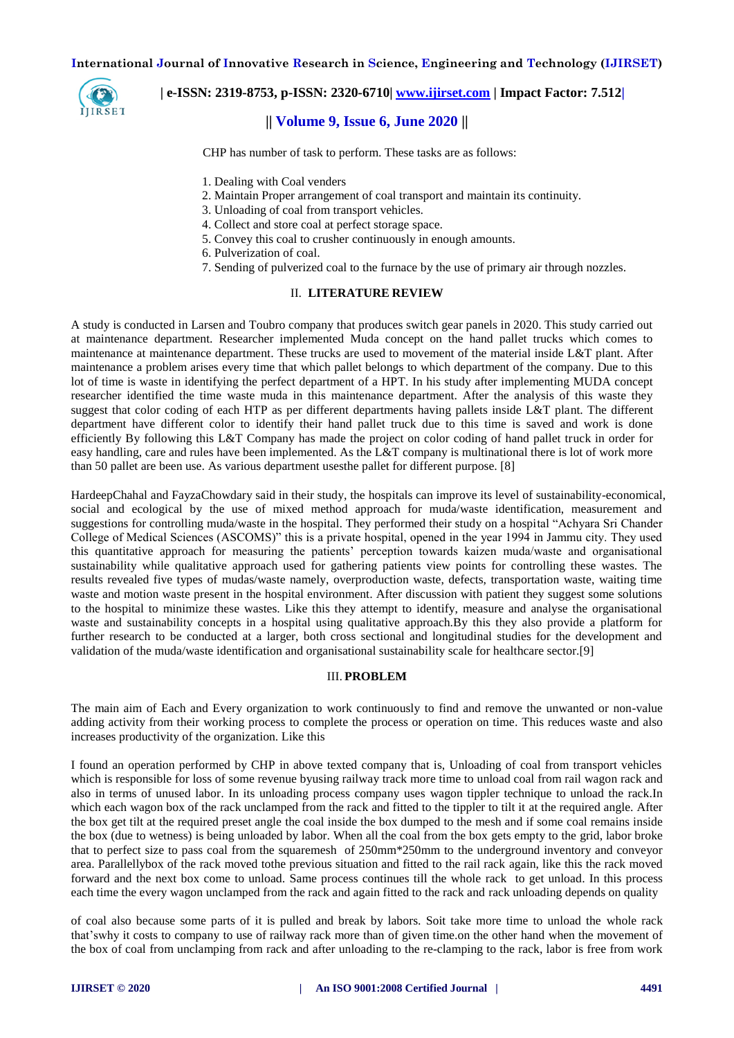CHP has number of task to perform. These tasks are as follows:

1. Dealing with Coal venders
2. Maintain Proper arrangement of coal transport and maintain its continuity.
3. Unloading of coal from transport vehicles.
4. Collect and store coal at perfect storage space.
5. Convey this coal to crusher continuously in enough amounts.
6. Pulverization of coal.
7. Sending of pulverized coal to the furnace by the use of primary air through nozzles.

## II. LITERATURE REVIEW

A study is conducted in Larsen and Toubro company that produces switch gear panels in 2020. This study carried out at maintenance department. Researcher implemented Muda concept on the hand pallet trucks which comes to maintenance at maintenance department. These trucks are used to movement of the material inside L&T plant. After maintenance a problem arises every time that which pallet belongs to which department of the company. Due to this lot of time is waste in identifying the perfect department of a HPT. In his study after implementing MUDA concept researcher identified the time waste muda in this maintenance department. After the analysis of this waste they suggest that color coding of each HTP as per different departments having pallets inside L&T plant. The different department have different color to identify their hand pallet truck due to this time is saved and work is done efficiently By following this L&T Company has made the project on color coding of hand pallet truck in order for easy handling, care and rules have been implemented. As the L&T company is multinational there is lot of work more than 50 pallet are been use. As various department usesthe pallet for different purpose. [8]

HardeepChahal and FayzaChowdary said in their study, the hospitals can improve its level of sustainability-economical, social and ecological by the use of mixed method approach for muda/waste identification, measurement and suggestions for controlling muda/waste in the hospital. They performed their study on a hospital "Achyara Sri Chander College of Medical Sciences (ASCOMS)" this is a private hospital, opened in the year 1994 in Jammu city. They used this quantitative approach for measuring the patients' perception towards kaizen muda/waste and organisational sustainability while qualitative approach used for gathering patients view points for controlling these wastes. The results revealed five types of mudas/waste namely, overproduction waste, defects, transportation waste, waiting time waste and motion waste present in the hospital environment. After discussion with patient they suggest some solutions to the hospital to minimize these wastes. Like this they attempt to identify, measure and analyse the organisational waste and sustainability concepts in a hospital using qualitative approach.By this they also provide a platform for further research to be conducted at a larger, both cross sectional and longitudinal studies for the development and validation of the muda/waste identification and organisational sustainability scale for healthcare sector.[9]

## III. PROBLEM

The main aim of Each and Every organization to work continuously to find and remove the unwanted or non-value adding activity from their working process to complete the process or operation on time. This reduces waste and also increases productivity of the organization. Like this

I found an operation performed by CHP in above texted company that is, Unloading of coal from transport vehicles which is responsible for loss of some revenue byusing railway track more time to unload coal from rail wagon rack and also in terms of unused labor. In its unloading process company uses wagon tippler technique to unload the rack.In which each wagon box of the rack unclamped from the rack and fitted to the tippler to tilt it at the required angle. After the box get tilt at the required preset angle the coal inside the box dumped to the mesh and if some coal remains inside the box (due to wetness) is being unloaded by labor. When all the coal from the box gets empty to the grid, labor broke that to perfect size to pass coal from the squaremesh of 250mm*250mm to the underground inventory and conveyor area. Parallellybox of the rack moved tothe previous situation and fitted to the rail rack again, like this the rack moved forward and the next box come to unload. Same process continues till the whole rack to get unload. In this process each time the every wagon unclamped from the rack and again fitted to the rack and rack unloading depends on quality

of coal also because some parts of it is pulled and break by labors. Soit take more time to unload the whole rack that'swhy it costs to company to use of railway rack more than of given time.on the other hand when the movement of the box of coal from unclamping from rack and after unloading to the re-clamping to the rack, labor is free from work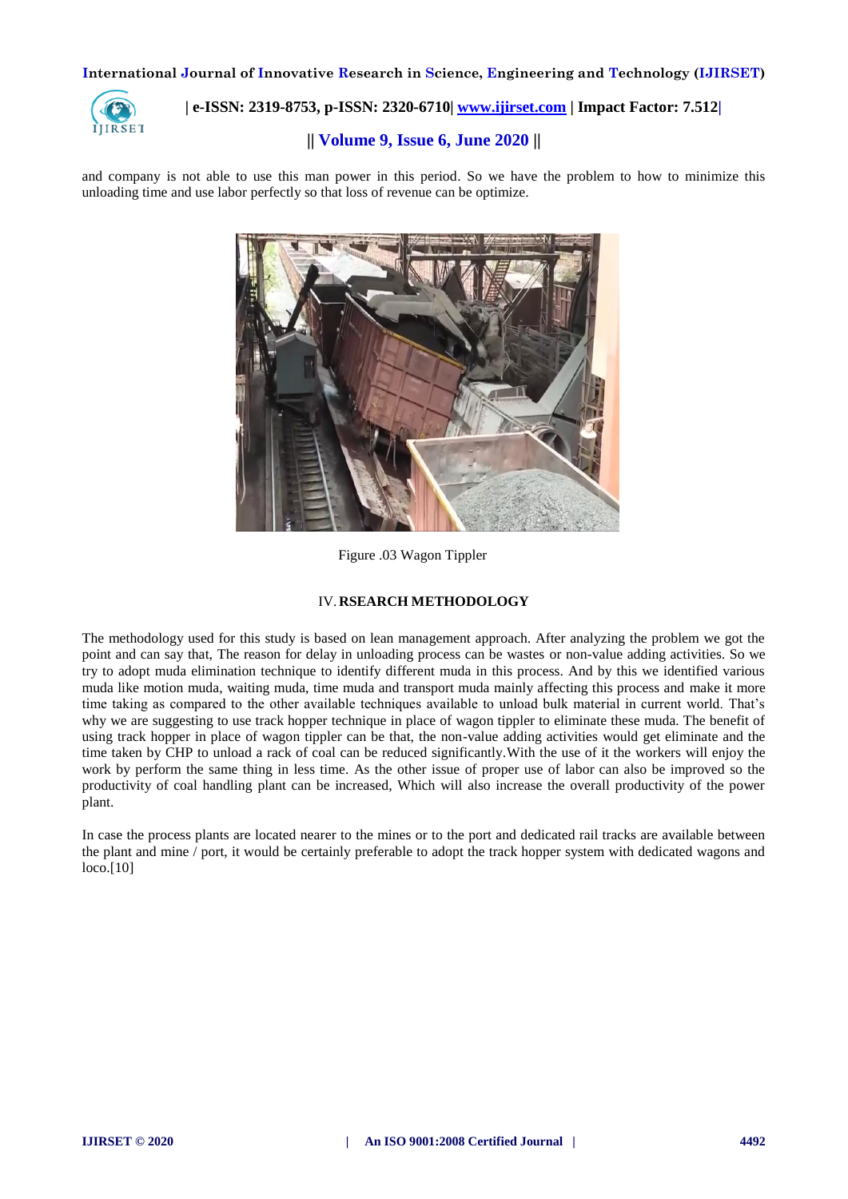and company is not able to use this man power in this period. So we have the problem to how to minimize this unloading time and use labor perfectly so that loss of revenue can be optimize.

Figure .03 Wagon Tippler

## IV. RSEARCH METHODOLOGY

The methodology used for this study is based on lean management approach. After analyzing the problem we got the point and can say that, The reason for delay in unloading process can be wastes or non-value adding activities. So we try to adopt muda elimination technique to identify different muda in this process. And by this we identified various muda like motion muda, waiting muda, time muda and transport muda mainly affecting this process and make it more time taking as compared to the other available techniques available to unload bulk material in current world. That's why we are suggesting to use track hopper technique in place of wagon tippler to eliminate these muda. The benefit of using track hopper in place of wagon tippler can be that, the non-value adding activities would get eliminate and the time taken by CHP to unload a rack of coal can be reduced significantly.With the use of it the workers will enjoy the work by perform the same thing in less time. As the other issue of proper use of labor can also be improved so the productivity of coal handling plant can be increased, Which will also increase the overall productivity of the power plant.

In case the process plants are located nearer to the mines or to the port and dedicated rail tracks are available between the plant and mine / port, it would be certainly preferable to adopt the track hopper system with dedicated wagons and loco.[10]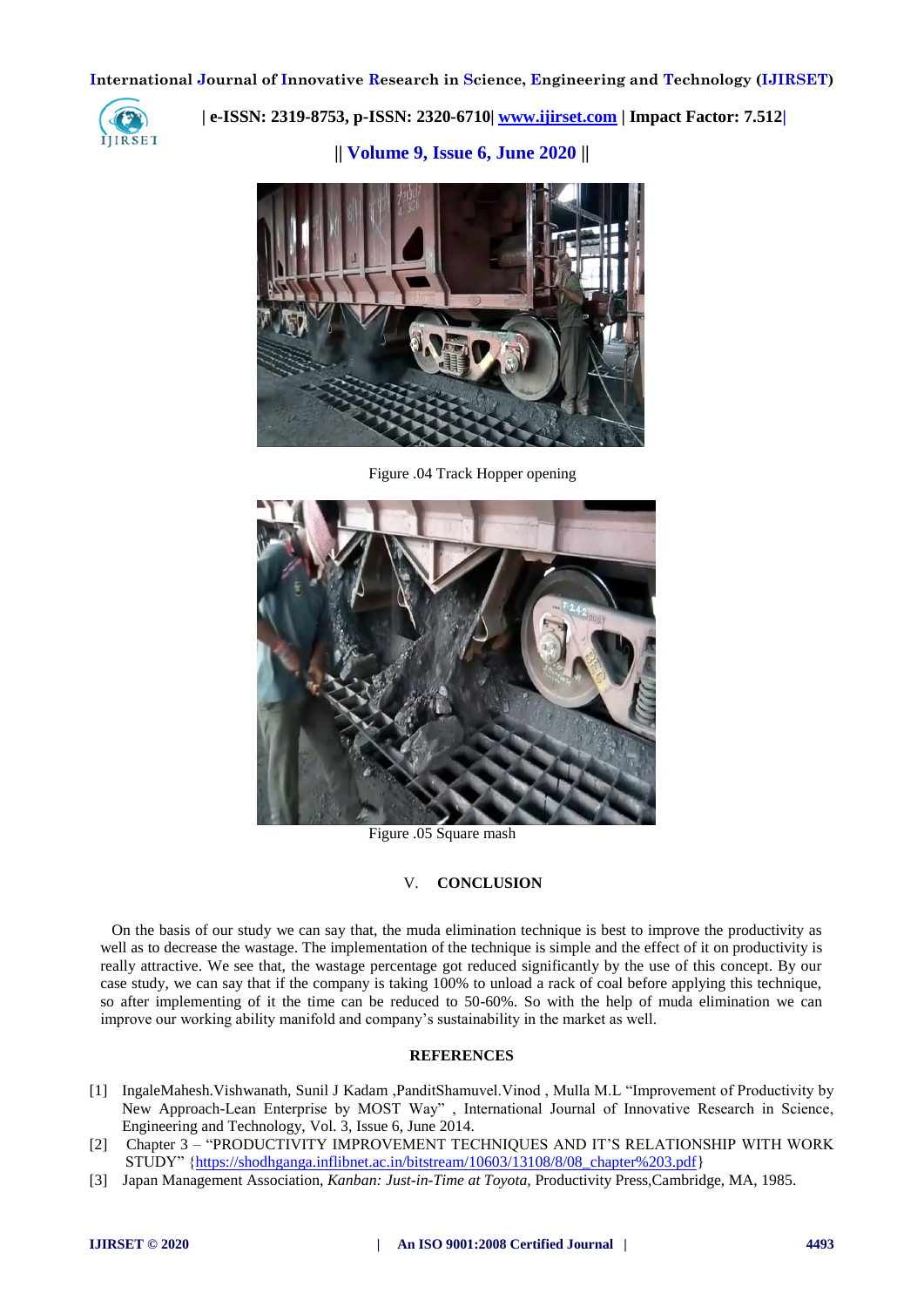Figure .04 Track Hopper opening

Figure .05 Square mash

## V. CONCLUSION

On the basis of our study we can say that, the muda elimination technique is best to improve the productivity as well as to decrease the wastage. The implementation of the technique is simple and the effect of it on productivity is really attractive. We see that, the wastage percentage got reduced significantly by the use of this concept. By our case study, we can say that if the company is taking 100% to unload a rack of coal before applying this technique, so after implementing of it the time can be reduced to 50-60%. So with the help of muda elimination we can improve our working ability manifold and company's sustainability in the market as well.

## REFERENCES

[1] IngaleMahesh.Vishwanath, Sunil J Kadam ,PanditShamuvel.Vinod , Mulla M.L "Improvement of Productivity by New Approach-Lean Enterprise by MOST Way" , International Journal of Innovative Research in Science, Engineering and Technology, Vol. 3, Issue 6, June 2014.

[2] Chapter 3 – "PRODUCTIVITY IMPROVEMENT TECHNIQUES AND IT'S RELATIONSHIP WITH WORK STUDY" {https://shodhganga.inflibnet.ac.in/bitstream/10603/13108/8/08_chapter%203.pdf}

[3] Japan Management Association, *Kanban: Just-in-Time at Toyota*, Productivity Press,Cambridge, MA, 1985.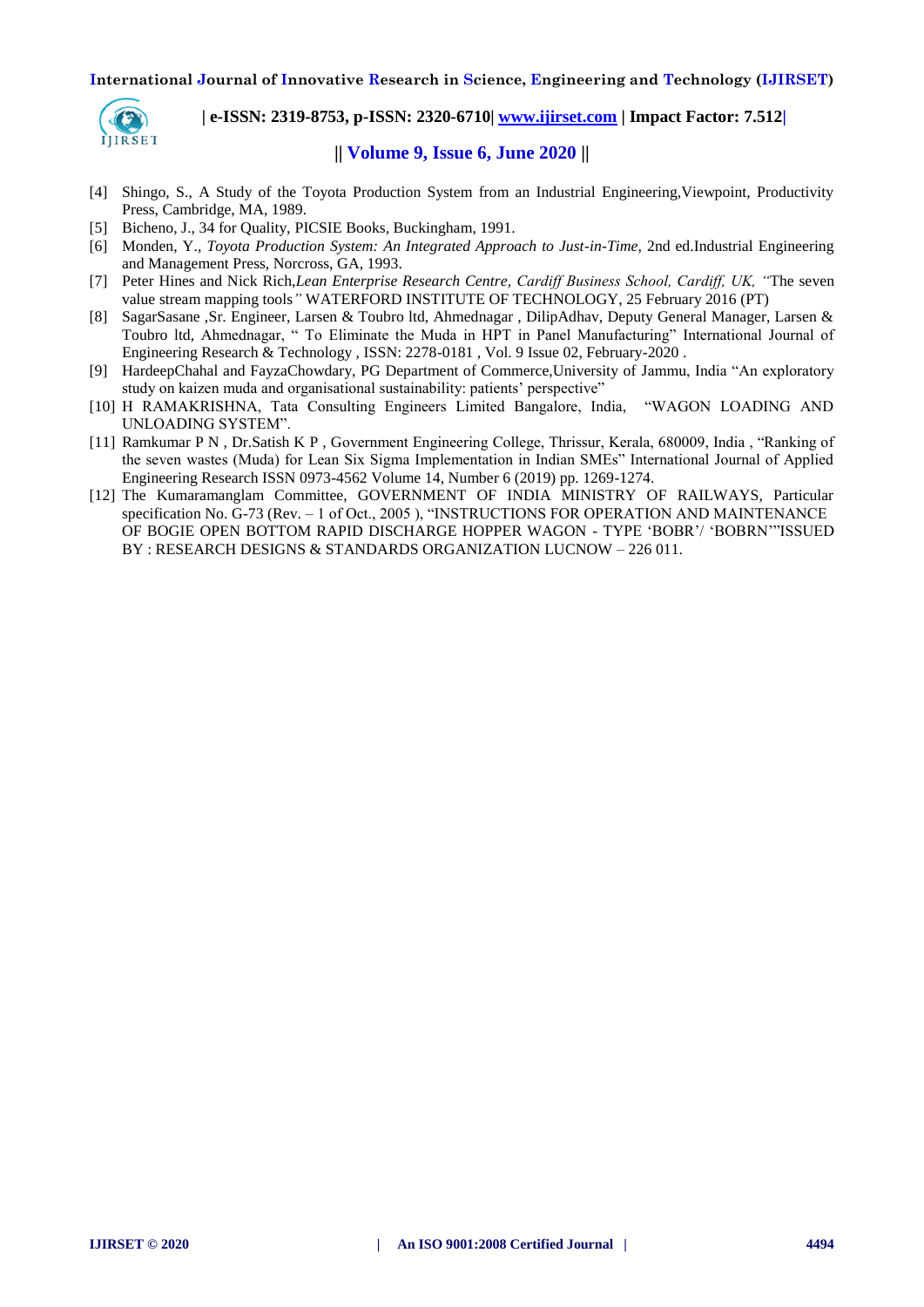[4] Shingo, S., A Study of the Toyota Production System from an Industrial Engineering,Viewpoint, Productivity Press, Cambridge, MA, 1989.

[5] Bicheno, J., 34 for Quality, PICSIE Books, Buckingham, 1991.

[6] Monden, Y., *Toyota Production System: An Integrated Approach to Just-in-Time*, 2nd ed.Industrial Engineering and Management Press, Norcross, GA, 1993.

[7] Peter Hines and Nick Rich,*Lean Enterprise Research Centre, Cardiff Business School, Cardiff, UK, "*The seven value stream mapping tools*"* WATERFORD INSTITUTE OF TECHNOLOGY, 25 February 2016 (PT)

[8] SagarSasane ,Sr. Engineer, Larsen & Toubro ltd, Ahmednagar , DilipAdhav, Deputy General Manager, Larsen & Toubro ltd, Ahmednagar, " To Eliminate the Muda in HPT in Panel Manufacturing" International Journal of Engineering Research & Technology , ISSN: 2278-0181 , Vol. 9 Issue 02, February-2020 .

[9] HardeepChahal and FayzaChowdary, PG Department of Commerce,University of Jammu, India "An exploratory study on kaizen muda and organisational sustainability: patients' perspective"

[10] H RAMAKRISHNA, Tata Consulting Engineers Limited Bangalore, India, "WAGON LOADING AND UNLOADING SYSTEM".

[11] Ramkumar P N , Dr.Satish K P , Government Engineering College, Thrissur, Kerala, 680009, India , "Ranking of the seven wastes (Muda) for Lean Six Sigma Implementation in Indian SMEs" International Journal of Applied Engineering Research ISSN 0973-4562 Volume 14, Number 6 (2019) pp. 1269-1274.

[12] The Kumaramanglam Committee, GOVERNMENT OF INDIA MINISTRY OF RAILWAYS, Particular specification No. G-73 (Rev. – 1 of Oct., 2005 ), "INSTRUCTIONS FOR OPERATION AND MAINTENANCE OF BOGIE OPEN BOTTOM RAPID DISCHARGE HOPPER WAGON - TYPE 'BOBR'/ 'BOBRN'"ISSUED BY : RESEARCH DESIGNS & STANDARDS ORGANIZATION LUCNOW – 226 011.